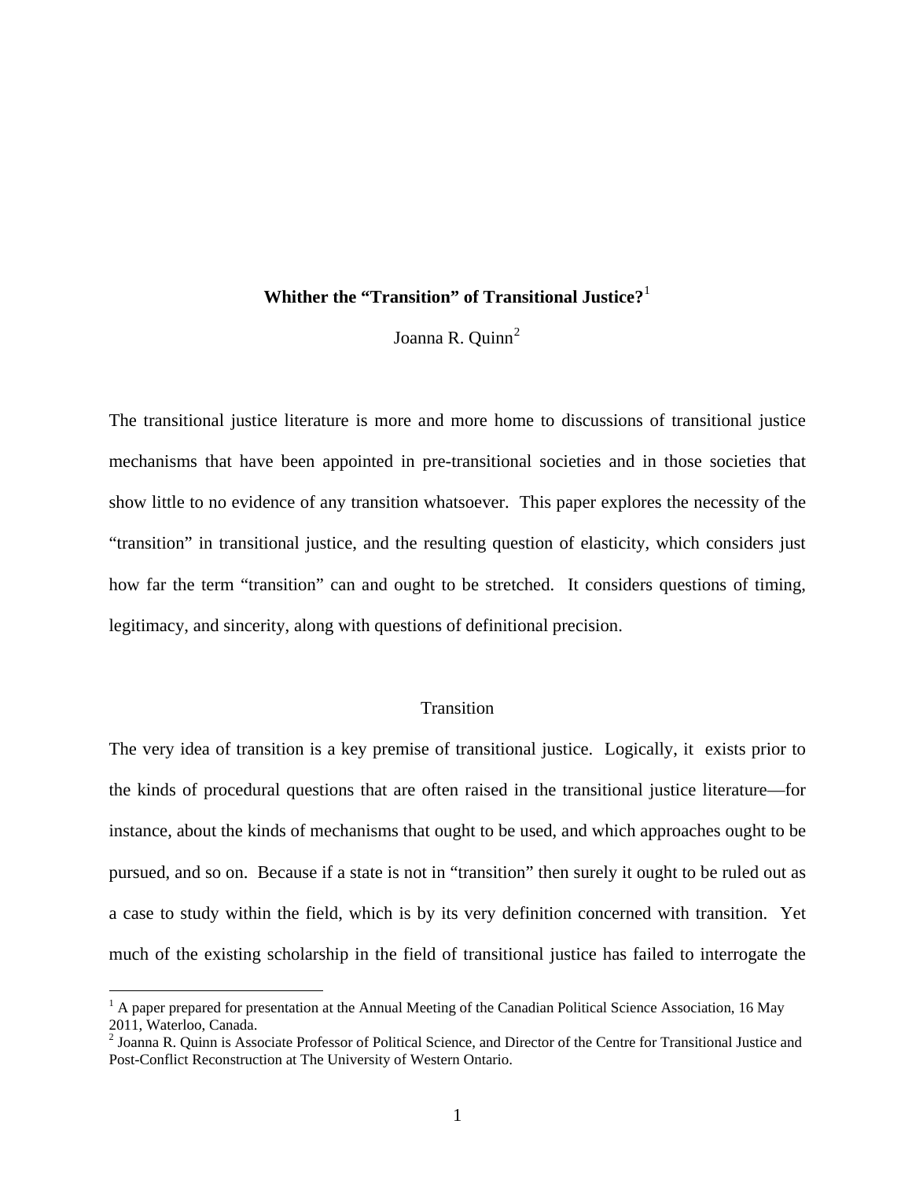# Whither the "Transition" of Transitional Justice?[1]

Joanna R. Quinn[2]

The transitional justice literature is more and more home to discussions of transitional justice mechanisms that have been appointed in pre-transitional societies and in those societies that show little to no evidence of any transition whatsoever. This paper explores the necessity of the "transition" in transitional justice, and the resulting question of elasticity, which considers just how far the term "transition" can and ought to be stretched. It considers questions of timing, legitimacy, and sincerity, along with questions of definitional precision.

## Transition

The very idea of transition is a key premise of transitional justice. Logically, it exists prior to the kinds of procedural questions that are often raised in the transitional justice literature—for instance, about the kinds of mechanisms that ought to be used, and which approaches ought to be pursued, and so on. Because if a state is not in "transition" then surely it ought to be ruled out as a case to study within the field, which is by its very definition concerned with transition. Yet much of the existing scholarship in the field of transitional justice has failed to interrogate the

[1] A paper prepared for presentation at the Annual Meeting of the Canadian Political Science Association, 16 May 2011, Waterloo, Canada.

[2] Joanna R. Quinn is Associate Professor of Political Science, and Director of the Centre for Transitional Justice and Post-Conflict Reconstruction at The University of Western Ontario.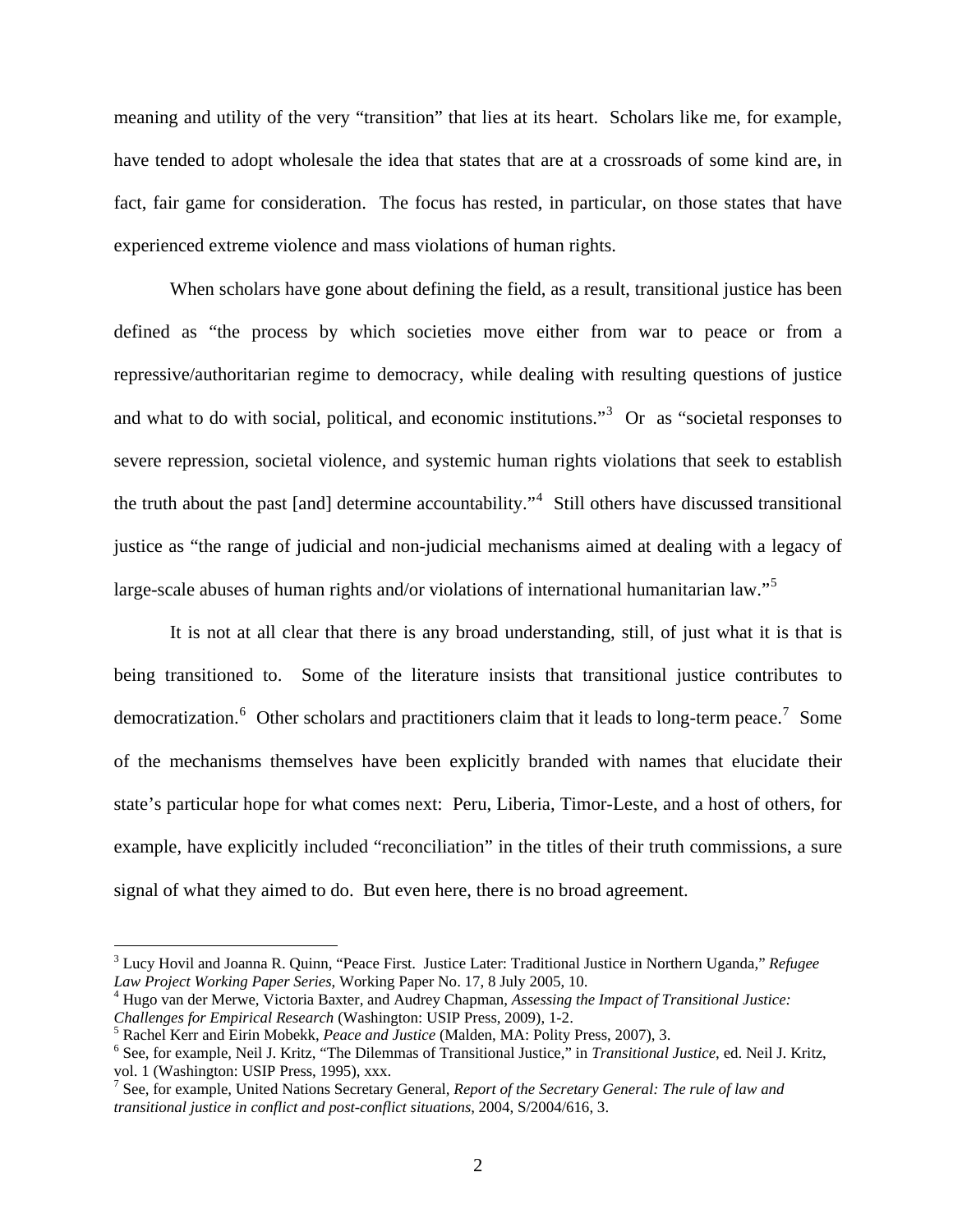meaning and utility of the very "transition" that lies at its heart. Scholars like me, for example, have tended to adopt wholesale the idea that states that are at a crossroads of some kind are, in fact, fair game for consideration. The focus has rested, in particular, on those states that have experienced extreme violence and mass violations of human rights.

When scholars have gone about defining the field, as a result, transitional justice has been defined as "the process by which societies move either from war to peace or from a repressive/authoritarian regime to democracy, while dealing with resulting questions of justice and what to do with social, political, and economic institutions."[3] Or as "societal responses to severe repression, societal violence, and systemic human rights violations that seek to establish the truth about the past [and] determine accountability."[4] Still others have discussed transitional justice as "the range of judicial and non-judicial mechanisms aimed at dealing with a legacy of large-scale abuses of human rights and/or violations of international humanitarian law."[5]

It is not at all clear that there is any broad understanding, still, of just what it is that is being transitioned to. Some of the literature insists that transitional justice contributes to democratization.[6] Other scholars and practitioners claim that it leads to long-term peace.[7] Some of the mechanisms themselves have been explicitly branded with names that elucidate their state's particular hope for what comes next: Peru, Liberia, Timor-Leste, and a host of others, for example, have explicitly included "reconciliation" in the titles of their truth commissions, a sure signal of what they aimed to do. But even here, there is no broad agreement.

---

[3] Lucy Hovil and Joanna R. Quinn, "Peace First. Justice Later: Traditional Justice in Northern Uganda," *Refugee Law Project Working Paper Series*, Working Paper No. 17, 8 July 2005, 10.

[4] Hugo van der Merwe, Victoria Baxter, and Audrey Chapman, *Assessing the Impact of Transitional Justice: Challenges for Empirical Research* (Washington: USIP Press, 2009), 1-2.

[5] Rachel Kerr and Eirin Mobekk, *Peace and Justice* (Malden, MA: Polity Press, 2007), 3.

[6] See, for example, Neil J. Kritz, "The Dilemmas of Transitional Justice," in *Transitional Justice*, ed. Neil J. Kritz, vol. 1 (Washington: USIP Press, 1995), xxx.

[7] See, for example, United Nations Secretary General, *Report of the Secretary General: The rule of law and transitional justice in conflict and post-conflict situations*, 2004, S/2004/616, 3.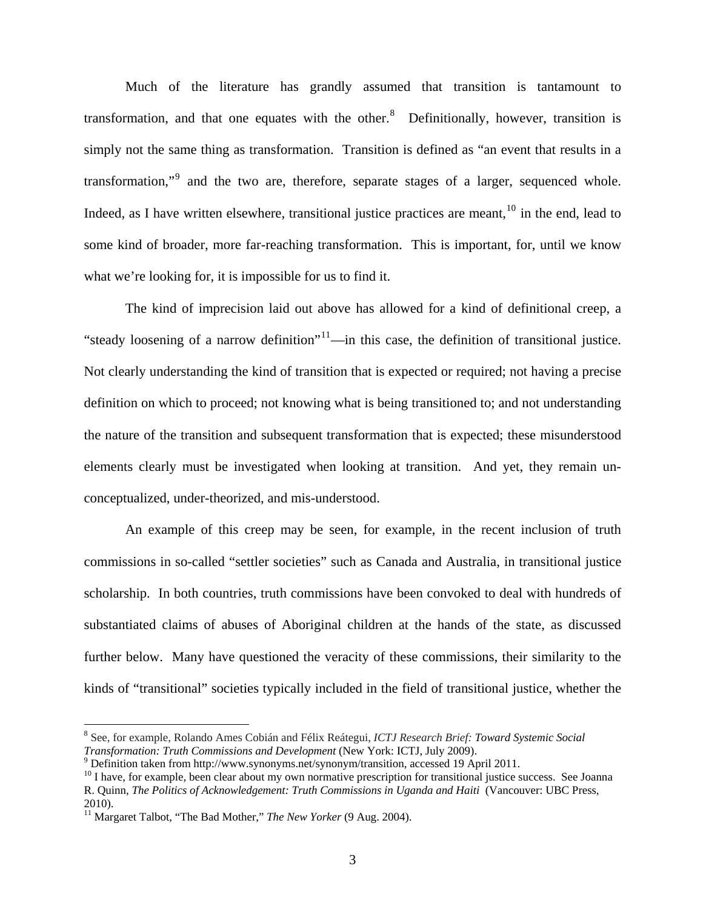Much of the literature has grandly assumed that transition is tantamount to transformation, and that one equates with the other.[8] Definitionally, however, transition is simply not the same thing as transformation. Transition is defined as "an event that results in a transformation,"[9] and the two are, therefore, separate stages of a larger, sequenced whole. Indeed, as I have written elsewhere, transitional justice practices are meant,[10] in the end, lead to some kind of broader, more far-reaching transformation. This is important, for, until we know what we're looking for, it is impossible for us to find it.

The kind of imprecision laid out above has allowed for a kind of definitional creep, a "steady loosening of a narrow definition"[11]—in this case, the definition of transitional justice. Not clearly understanding the kind of transition that is expected or required; not having a precise definition on which to proceed; not knowing what is being transitioned to; and not understanding the nature of the transition and subsequent transformation that is expected; these misunderstood elements clearly must be investigated when looking at transition. And yet, they remain un-conceptualized, under-theorized, and mis-understood.

An example of this creep may be seen, for example, in the recent inclusion of truth commissions in so-called "settler societies" such as Canada and Australia, in transitional justice scholarship. In both countries, truth commissions have been convoked to deal with hundreds of substantiated claims of abuses of Aboriginal children at the hands of the state, as discussed further below. Many have questioned the veracity of these commissions, their similarity to the kinds of "transitional" societies typically included in the field of transitional justice, whether the

---

[8] See, for example, Rolando Ames Cobián and Félix Reátegui, *ICTJ Research Brief: Toward Systemic Social Transformation: Truth Commissions and Development* (New York: ICTJ, July 2009).

[9] Definition taken from http://www.synonyms.net/synonym/transition, accessed 19 April 2011.

[10] I have, for example, been clear about my own normative prescription for transitional justice success. See Joanna R. Quinn, *The Politics of Acknowledgement: Truth Commissions in Uganda and Haiti* (Vancouver: UBC Press, 2010).

[11] Margaret Talbot, "The Bad Mother," *The New Yorker* (9 Aug. 2004).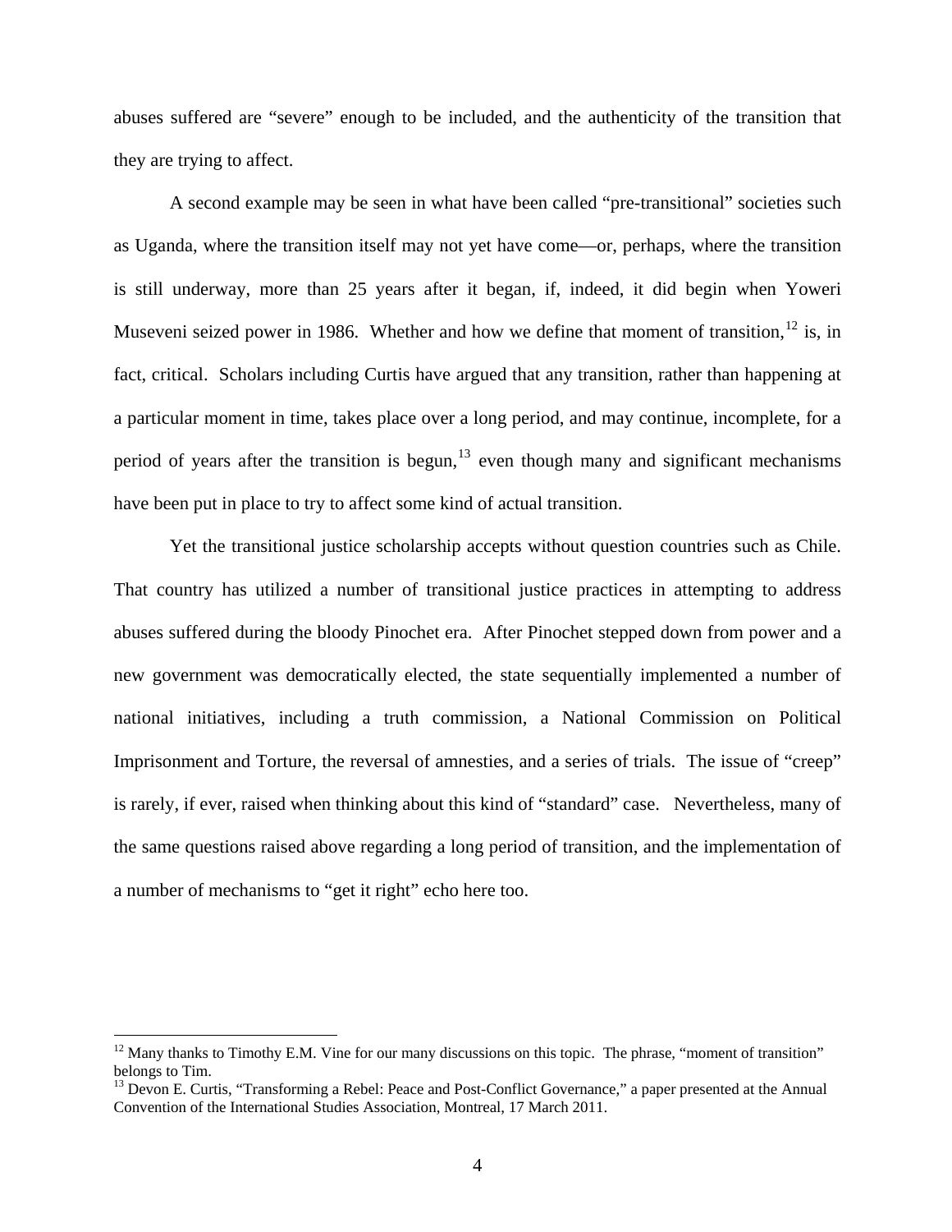abuses suffered are "severe" enough to be included, and the authenticity of the transition that they are trying to affect.

A second example may be seen in what have been called "pre-transitional" societies such as Uganda, where the transition itself may not yet have come—or, perhaps, where the transition is still underway, more than 25 years after it began, if, indeed, it did begin when Yoweri Museveni seized power in 1986. Whether and how we define that moment of transition,[12] is, in fact, critical. Scholars including Curtis have argued that any transition, rather than happening at a particular moment in time, takes place over a long period, and may continue, incomplete, for a period of years after the transition is begun,[13] even though many and significant mechanisms have been put in place to try to affect some kind of actual transition.

Yet the transitional justice scholarship accepts without question countries such as Chile. That country has utilized a number of transitional justice practices in attempting to address abuses suffered during the bloody Pinochet era. After Pinochet stepped down from power and a new government was democratically elected, the state sequentially implemented a number of national initiatives, including a truth commission, a National Commission on Political Imprisonment and Torture, the reversal of amnesties, and a series of trials. The issue of "creep" is rarely, if ever, raised when thinking about this kind of "standard" case. Nevertheless, many of the same questions raised above regarding a long period of transition, and the implementation of a number of mechanisms to "get it right" echo here too.

[12] Many thanks to Timothy E.M. Vine for our many discussions on this topic. The phrase, "moment of transition" belongs to Tim.

[13] Devon E. Curtis, "Transforming a Rebel: Peace and Post-Conflict Governance," a paper presented at the Annual Convention of the International Studies Association, Montreal, 17 March 2011.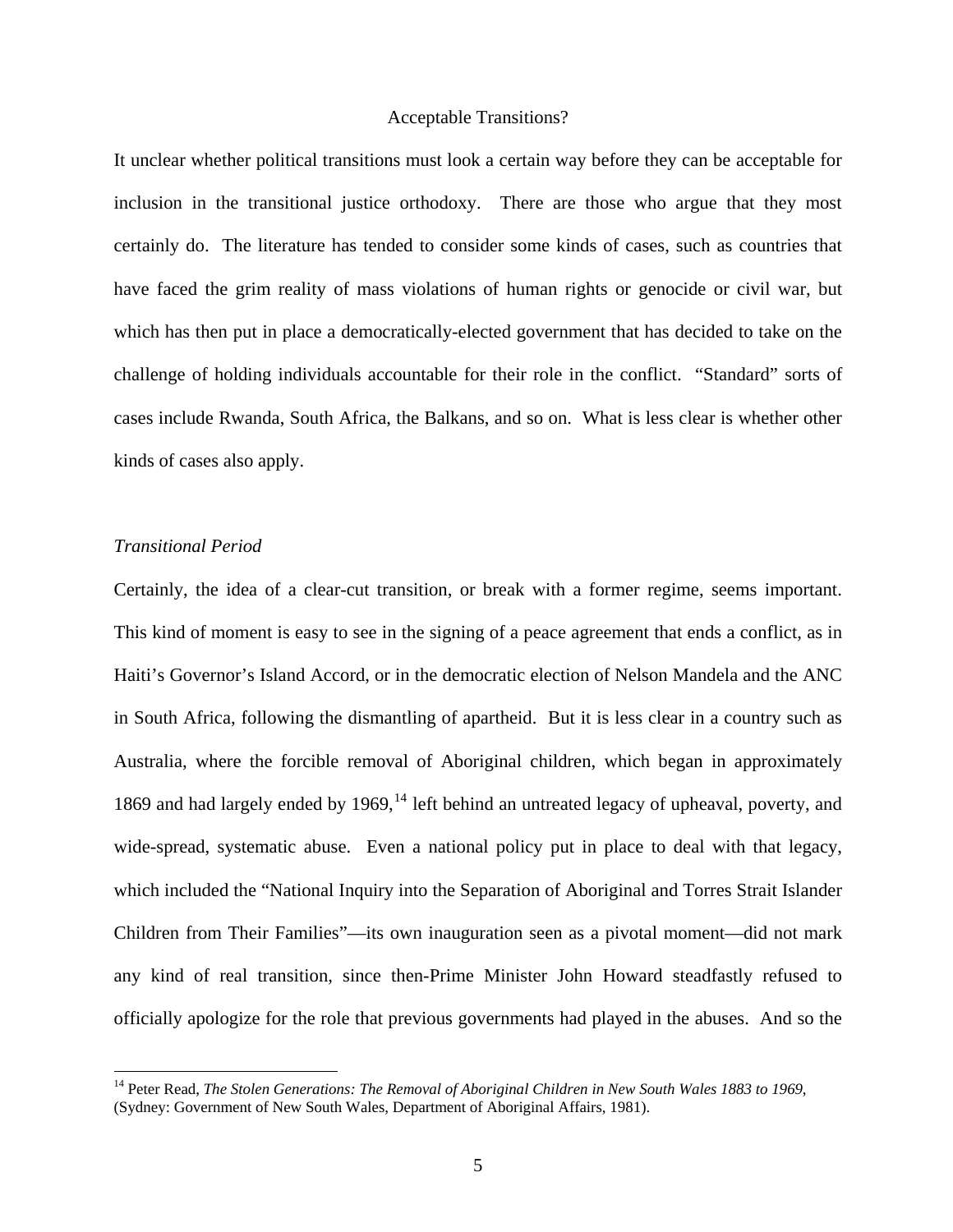## Acceptable Transitions?

It unclear whether political transitions must look a certain way before they can be acceptable for inclusion in the transitional justice orthodoxy. There are those who argue that they most certainly do. The literature has tended to consider some kinds of cases, such as countries that have faced the grim reality of mass violations of human rights or genocide or civil war, but which has then put in place a democratically-elected government that has decided to take on the challenge of holding individuals accountable for their role in the conflict. "Standard" sorts of cases include Rwanda, South Africa, the Balkans, and so on. What is less clear is whether other kinds of cases also apply.

### *Transitional Period*

Certainly, the idea of a clear-cut transition, or break with a former regime, seems important. This kind of moment is easy to see in the signing of a peace agreement that ends a conflict, as in Haiti's Governor's Island Accord, or in the democratic election of Nelson Mandela and the ANC in South Africa, following the dismantling of apartheid. But it is less clear in a country such as Australia, where the forcible removal of Aboriginal children, which began in approximately 1869 and had largely ended by 1969,[14] left behind an untreated legacy of upheaval, poverty, and wide-spread, systematic abuse. Even a national policy put in place to deal with that legacy, which included the "National Inquiry into the Separation of Aboriginal and Torres Strait Islander Children from Their Families"—its own inauguration seen as a pivotal moment—did not mark any kind of real transition, since then-Prime Minister John Howard steadfastly refused to officially apologize for the role that previous governments had played in the abuses. And so the

[14] Peter Read, *The Stolen Generations: The Removal of Aboriginal Children in New South Wales 1883 to 1969*, (Sydney: Government of New South Wales, Department of Aboriginal Affairs, 1981).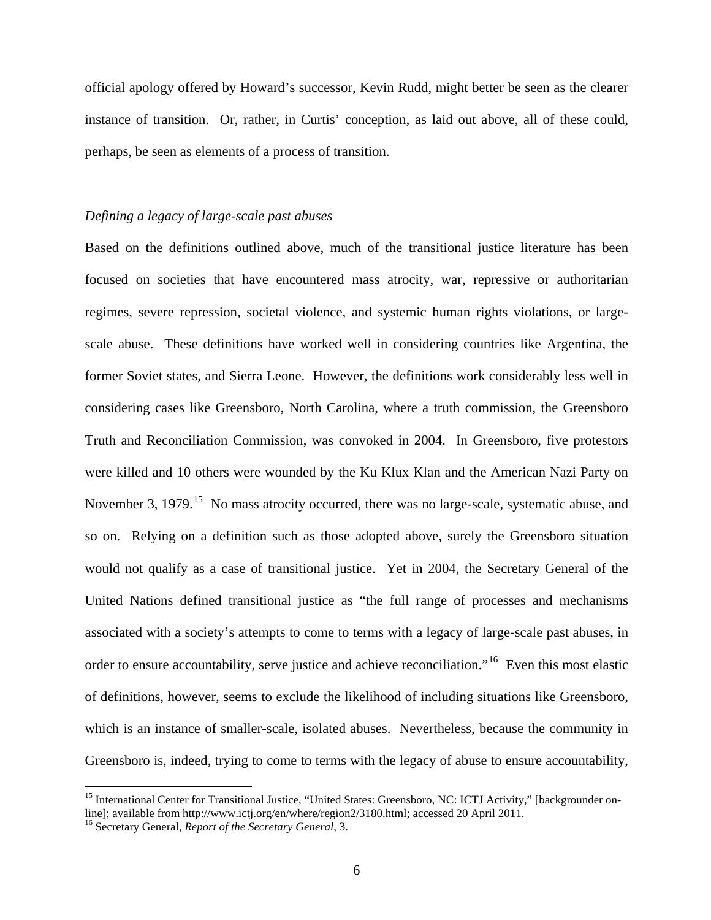official apology offered by Howard's successor, Kevin Rudd, might better be seen as the clearer instance of transition. Or, rather, in Curtis' conception, as laid out above, all of these could, perhaps, be seen as elements of a process of transition.

### *Defining a legacy of large-scale past abuses*

Based on the definitions outlined above, much of the transitional justice literature has been focused on societies that have encountered mass atrocity, war, repressive or authoritarian regimes, severe repression, societal violence, and systemic human rights violations, or large-scale abuse. These definitions have worked well in considering countries like Argentina, the former Soviet states, and Sierra Leone. However, the definitions work considerably less well in considering cases like Greensboro, North Carolina, where a truth commission, the Greensboro Truth and Reconciliation Commission, was convoked in 2004. In Greensboro, five protestors were killed and 10 others were wounded by the Ku Klux Klan and the American Nazi Party on November 3, 1979.[15] No mass atrocity occurred, there was no large-scale, systematic abuse, and so on. Relying on a definition such as those adopted above, surely the Greensboro situation would not qualify as a case of transitional justice. Yet in 2004, the Secretary General of the United Nations defined transitional justice as "the full range of processes and mechanisms associated with a society's attempts to come to terms with a legacy of large-scale past abuses, in order to ensure accountability, serve justice and achieve reconciliation."[16] Even this most elastic of definitions, however, seems to exclude the likelihood of including situations like Greensboro, which is an instance of smaller-scale, isolated abuses. Nevertheless, because the community in Greensboro is, indeed, trying to come to terms with the legacy of abuse to ensure accountability,

---

[15] International Center for Transitional Justice, "United States: Greensboro, NC: ICTJ Activity," [backgrounder on-line]; available from http://www.ictj.org/en/where/region2/3180.html; accessed 20 April 2011.

[16] Secretary General, *Report of the Secretary General*, 3.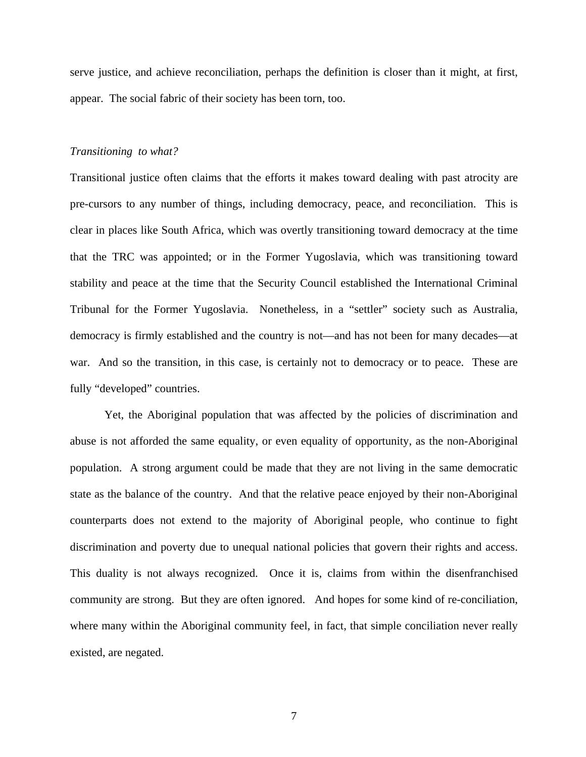serve justice, and achieve reconciliation, perhaps the definition is closer than it might, at first, appear. The social fabric of their society has been torn, too.

*Transitioning to what?*

Transitional justice often claims that the efforts it makes toward dealing with past atrocity are pre-cursors to any number of things, including democracy, peace, and reconciliation. This is clear in places like South Africa, which was overtly transitioning toward democracy at the time that the TRC was appointed; or in the Former Yugoslavia, which was transitioning toward stability and peace at the time that the Security Council established the International Criminal Tribunal for the Former Yugoslavia. Nonetheless, in a "settler" society such as Australia, democracy is firmly established and the country is not—and has not been for many decades—at war. And so the transition, in this case, is certainly not to democracy or to peace. These are fully "developed" countries.

Yet, the Aboriginal population that was affected by the policies of discrimination and abuse is not afforded the same equality, or even equality of opportunity, as the non-Aboriginal population. A strong argument could be made that they are not living in the same democratic state as the balance of the country. And that the relative peace enjoyed by their non-Aboriginal counterparts does not extend to the majority of Aboriginal people, who continue to fight discrimination and poverty due to unequal national policies that govern their rights and access. This duality is not always recognized. Once it is, claims from within the disenfranchised community are strong. But they are often ignored. And hopes for some kind of re-conciliation, where many within the Aboriginal community feel, in fact, that simple conciliation never really existed, are negated.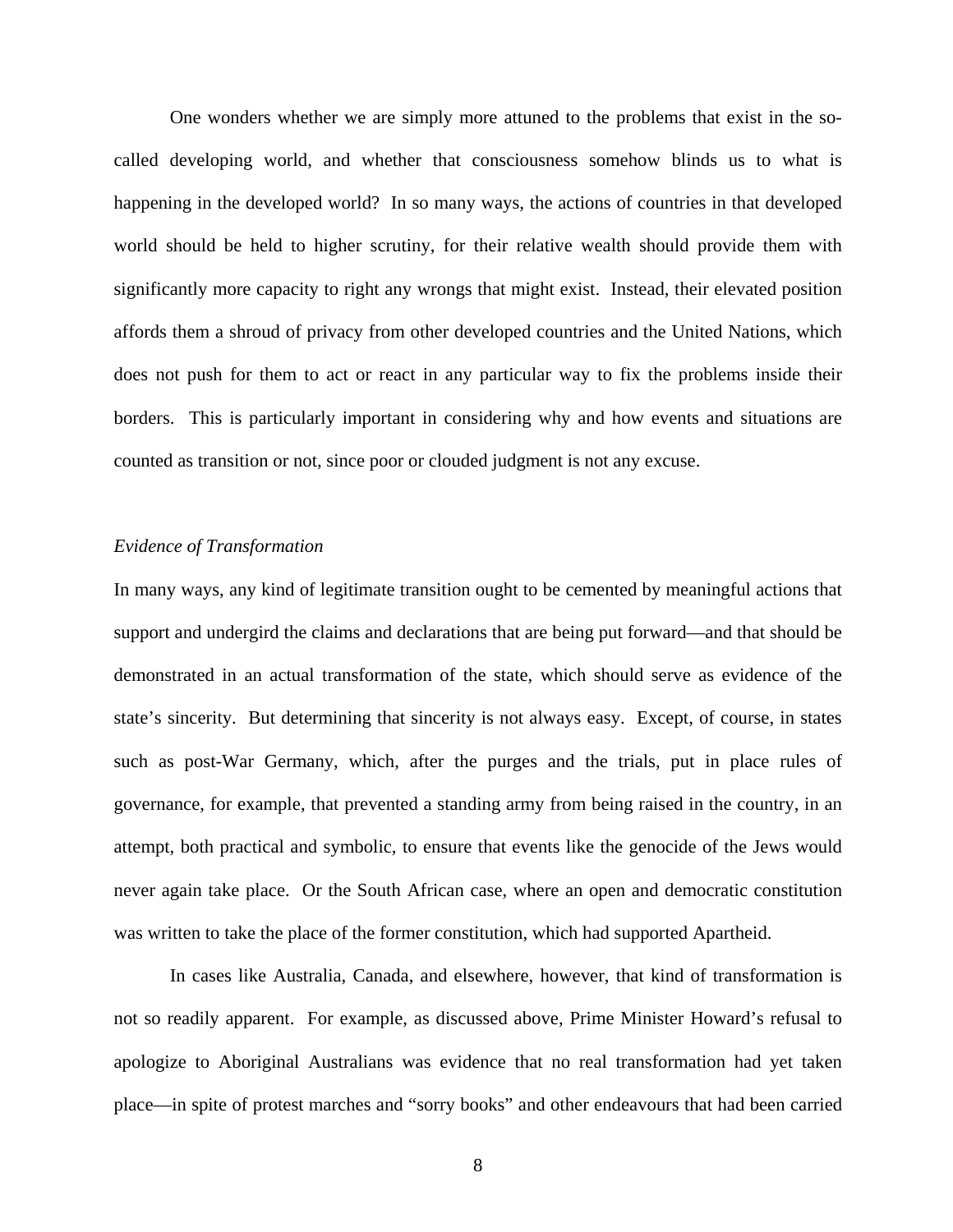One wonders whether we are simply more attuned to the problems that exist in the so-called developing world, and whether that consciousness somehow blinds us to what is happening in the developed world? In so many ways, the actions of countries in that developed world should be held to higher scrutiny, for their relative wealth should provide them with significantly more capacity to right any wrongs that might exist. Instead, their elevated position affords them a shroud of privacy from other developed countries and the United Nations, which does not push for them to act or react in any particular way to fix the problems inside their borders. This is particularly important in considering why and how events and situations are counted as transition or not, since poor or clouded judgment is not any excuse.

*Evidence of Transformation*

In many ways, any kind of legitimate transition ought to be cemented by meaningful actions that support and undergird the claims and declarations that are being put forward—and that should be demonstrated in an actual transformation of the state, which should serve as evidence of the state's sincerity. But determining that sincerity is not always easy. Except, of course, in states such as post-War Germany, which, after the purges and the trials, put in place rules of governance, for example, that prevented a standing army from being raised in the country, in an attempt, both practical and symbolic, to ensure that events like the genocide of the Jews would never again take place. Or the South African case, where an open and democratic constitution was written to take the place of the former constitution, which had supported Apartheid.

In cases like Australia, Canada, and elsewhere, however, that kind of transformation is not so readily apparent. For example, as discussed above, Prime Minister Howard's refusal to apologize to Aboriginal Australians was evidence that no real transformation had yet taken place—in spite of protest marches and "sorry books" and other endeavours that had been carried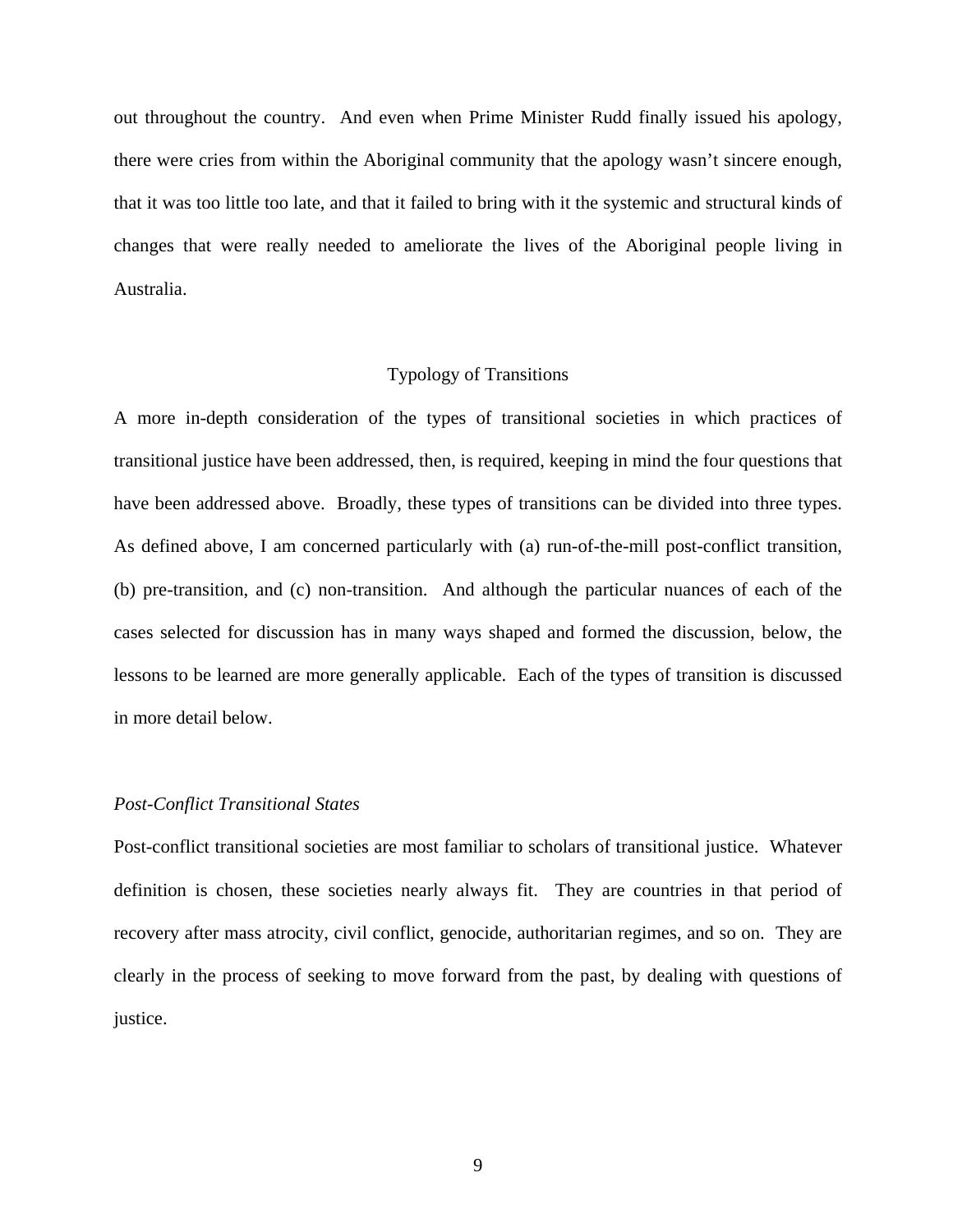out throughout the country. And even when Prime Minister Rudd finally issued his apology, there were cries from within the Aboriginal community that the apology wasn't sincere enough, that it was too little too late, and that it failed to bring with it the systemic and structural kinds of changes that were really needed to ameliorate the lives of the Aboriginal people living in Australia.

## Typology of Transitions

A more in-depth consideration of the types of transitional societies in which practices of transitional justice have been addressed, then, is required, keeping in mind the four questions that have been addressed above. Broadly, these types of transitions can be divided into three types. As defined above, I am concerned particularly with (a) run-of-the-mill post-conflict transition, (b) pre-transition, and (c) non-transition. And although the particular nuances of each of the cases selected for discussion has in many ways shaped and formed the discussion, below, the lessons to be learned are more generally applicable. Each of the types of transition is discussed in more detail below.

### *Post-Conflict Transitional States*

Post-conflict transitional societies are most familiar to scholars of transitional justice. Whatever definition is chosen, these societies nearly always fit. They are countries in that period of recovery after mass atrocity, civil conflict, genocide, authoritarian regimes, and so on. They are clearly in the process of seeking to move forward from the past, by dealing with questions of justice.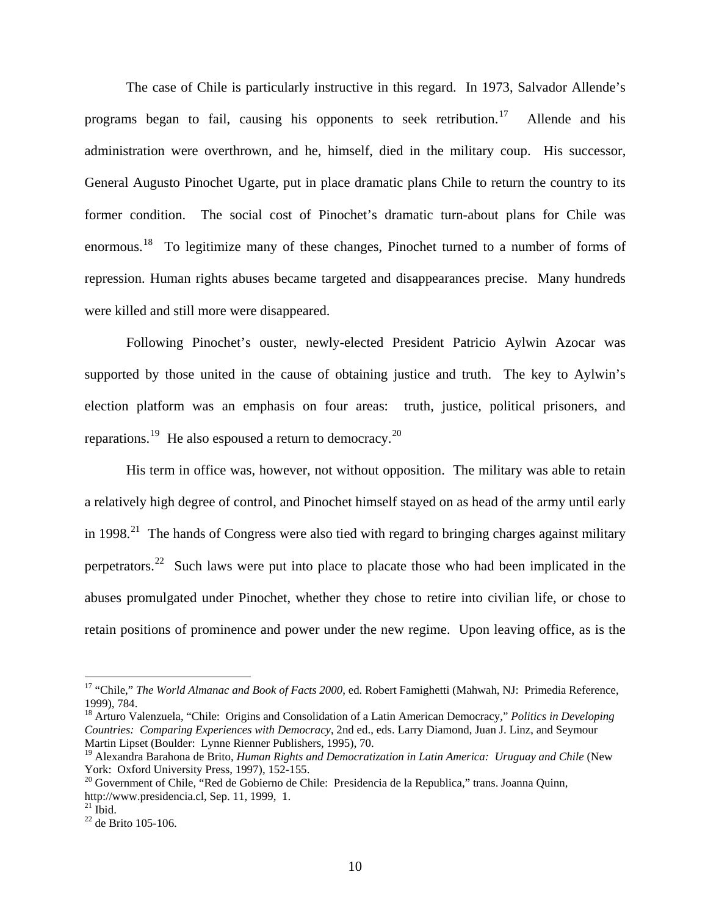The case of Chile is particularly instructive in this regard. In 1973, Salvador Allende's programs began to fail, causing his opponents to seek retribution.[17] Allende and his administration were overthrown, and he, himself, died in the military coup. His successor, General Augusto Pinochet Ugarte, put in place dramatic plans Chile to return the country to its former condition. The social cost of Pinochet's dramatic turn-about plans for Chile was enormous.[18] To legitimize many of these changes, Pinochet turned to a number of forms of repression. Human rights abuses became targeted and disappearances precise. Many hundreds were killed and still more were disappeared.

Following Pinochet's ouster, newly-elected President Patricio Aylwin Azocar was supported by those united in the cause of obtaining justice and truth. The key to Aylwin's election platform was an emphasis on four areas: truth, justice, political prisoners, and reparations.[19] He also espoused a return to democracy.[20]

His term in office was, however, not without opposition. The military was able to retain a relatively high degree of control, and Pinochet himself stayed on as head of the army until early in 1998.[21] The hands of Congress were also tied with regard to bringing charges against military perpetrators.[22] Such laws were put into place to placate those who had been implicated in the abuses promulgated under Pinochet, whether they chose to retire into civilian life, or chose to retain positions of prominence and power under the new regime. Upon leaving office, as is the

---

[17] "Chile," *The World Almanac and Book of Facts 2000*, ed. Robert Famighetti (Mahwah, NJ: Primedia Reference, 1999), 784.

[18] Arturo Valenzuela, "Chile: Origins and Consolidation of a Latin American Democracy," *Politics in Developing Countries: Comparing Experiences with Democracy*, 2nd ed., eds. Larry Diamond, Juan J. Linz, and Seymour Martin Lipset (Boulder: Lynne Rienner Publishers, 1995), 70.

[19] Alexandra Barahona de Brito, *Human Rights and Democratization in Latin America: Uruguay and Chile* (New York: Oxford University Press, 1997), 152-155.

[20] Government of Chile, "Red de Gobierno de Chile: Presidencia de la Republica," trans. Joanna Quinn, http://www.presidencia.cl, Sep. 11, 1999, 1.

[21] Ibid.

[22] de Brito 105-106.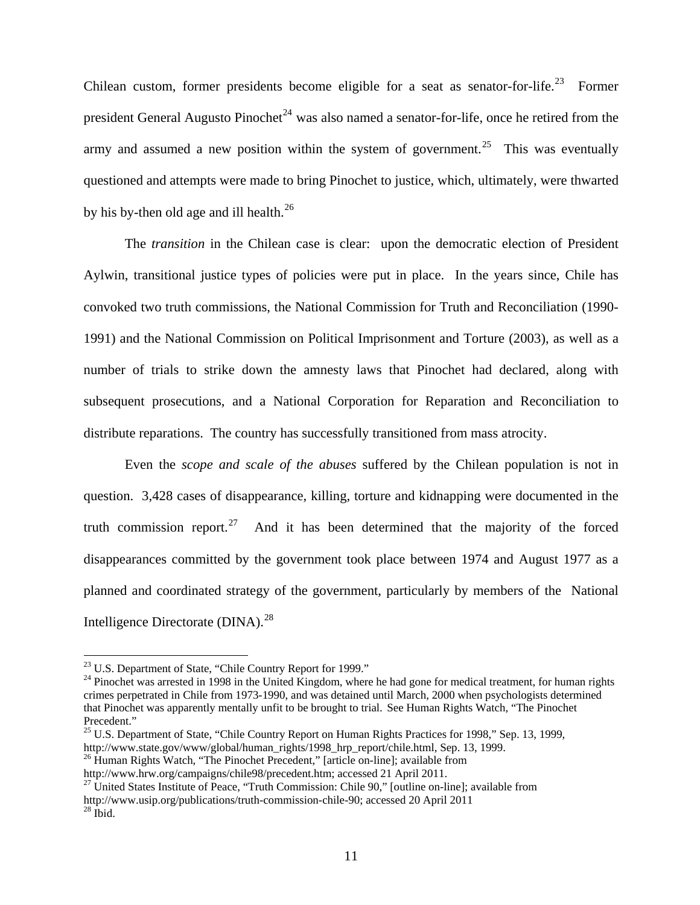Chilean custom, former presidents become eligible for a seat as senator-for-life.[23] Former president General Augusto Pinochet[24] was also named a senator-for-life, once he retired from the army and assumed a new position within the system of government.[25] This was eventually questioned and attempts were made to bring Pinochet to justice, which, ultimately, were thwarted by his by-then old age and ill health.[26]

The *transition* in the Chilean case is clear: upon the democratic election of President Aylwin, transitional justice types of policies were put in place. In the years since, Chile has convoked two truth commissions, the National Commission for Truth and Reconciliation (1990-1991) and the National Commission on Political Imprisonment and Torture (2003), as well as a number of trials to strike down the amnesty laws that Pinochet had declared, along with subsequent prosecutions, and a National Corporation for Reparation and Reconciliation to distribute reparations. The country has successfully transitioned from mass atrocity.

Even the *scope and scale of the abuses* suffered by the Chilean population is not in question. 3,428 cases of disappearance, killing, torture and kidnapping were documented in the truth commission report.[27] And it has been determined that the majority of the forced disappearances committed by the government took place between 1974 and August 1977 as a planned and coordinated strategy of the government, particularly by members of the National Intelligence Directorate (DINA).[28]

---

[23] U.S. Department of State, "Chile Country Report for 1999."

[24] Pinochet was arrested in 1998 in the United Kingdom, where he had gone for medical treatment, for human rights crimes perpetrated in Chile from 1973-1990, and was detained until March, 2000 when psychologists determined that Pinochet was apparently mentally unfit to be brought to trial. See Human Rights Watch, "The Pinochet Precedent."

[25] U.S. Department of State, "Chile Country Report on Human Rights Practices for 1998," Sep. 13, 1999, http://www.state.gov/www/global/human_rights/1998_hrp_report/chile.html, Sep. 13, 1999.

[26] Human Rights Watch, "The Pinochet Precedent," [article on-line]; available from http://www.hrw.org/campaigns/chile98/precedent.htm; accessed 21 April 2011.

[27] United States Institute of Peace, "Truth Commission: Chile 90," [outline on-line]; available from http://www.usip.org/publications/truth-commission-chile-90; accessed 20 April 2011

[28] Ibid.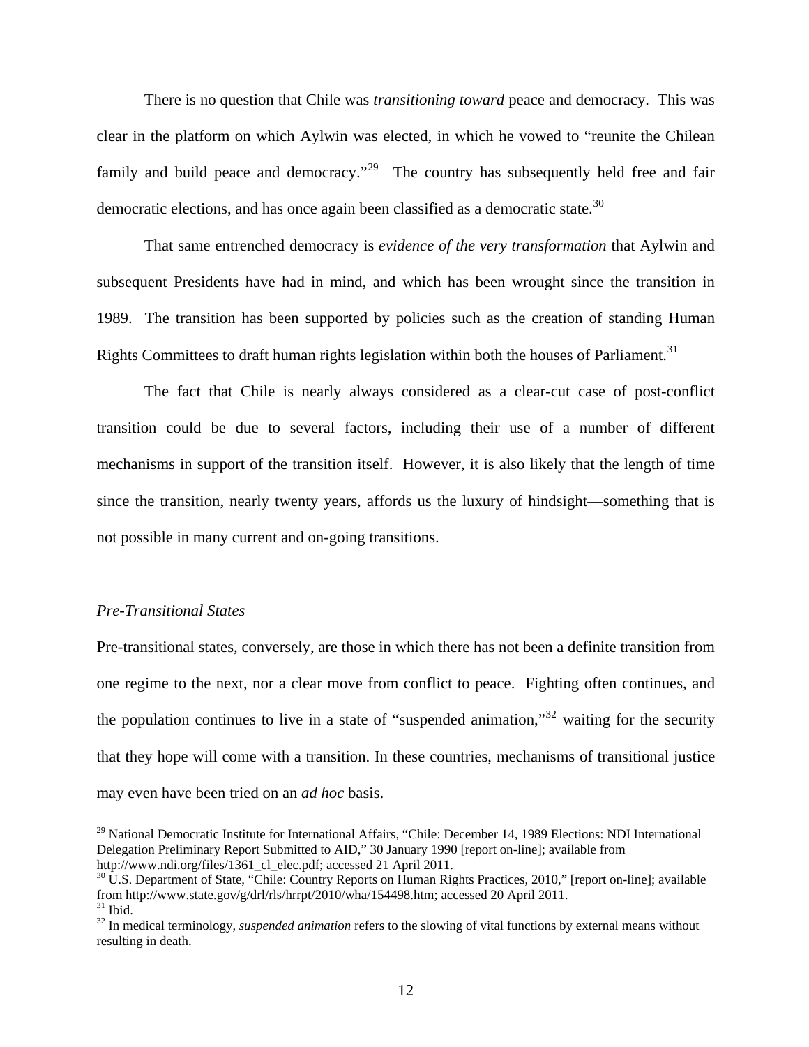There is no question that Chile was *transitioning toward* peace and democracy. This was clear in the platform on which Aylwin was elected, in which he vowed to "reunite the Chilean family and build peace and democracy."[29] The country has subsequently held free and fair democratic elections, and has once again been classified as a democratic state.[30]

That same entrenched democracy is *evidence of the very transformation* that Aylwin and subsequent Presidents have had in mind, and which has been wrought since the transition in 1989. The transition has been supported by policies such as the creation of standing Human Rights Committees to draft human rights legislation within both the houses of Parliament.[31]

The fact that Chile is nearly always considered as a clear-cut case of post-conflict transition could be due to several factors, including their use of a number of different mechanisms in support of the transition itself. However, it is also likely that the length of time since the transition, nearly twenty years, affords us the luxury of hindsight—something that is not possible in many current and on-going transitions.

### *Pre-Transitional States*

Pre-transitional states, conversely, are those in which there has not been a definite transition from one regime to the next, nor a clear move from conflict to peace. Fighting often continues, and the population continues to live in a state of "suspended animation,"[32] waiting for the security that they hope will come with a transition. In these countries, mechanisms of transitional justice may even have been tried on an *ad hoc* basis.

---

[29] National Democratic Institute for International Affairs, "Chile: December 14, 1989 Elections: NDI International Delegation Preliminary Report Submitted to AID," 30 January 1990 [report on-line]; available from http://www.ndi.org/files/1361_cl_elec.pdf; accessed 21 April 2011.

[30] U.S. Department of State, "Chile: Country Reports on Human Rights Practices, 2010," [report on-line]; available from http://www.state.gov/g/drl/rls/hrrpt/2010/wha/154498.htm; accessed 20 April 2011.

[31] Ibid.

[32] In medical terminology, *suspended animation* refers to the slowing of vital functions by external means without resulting in death.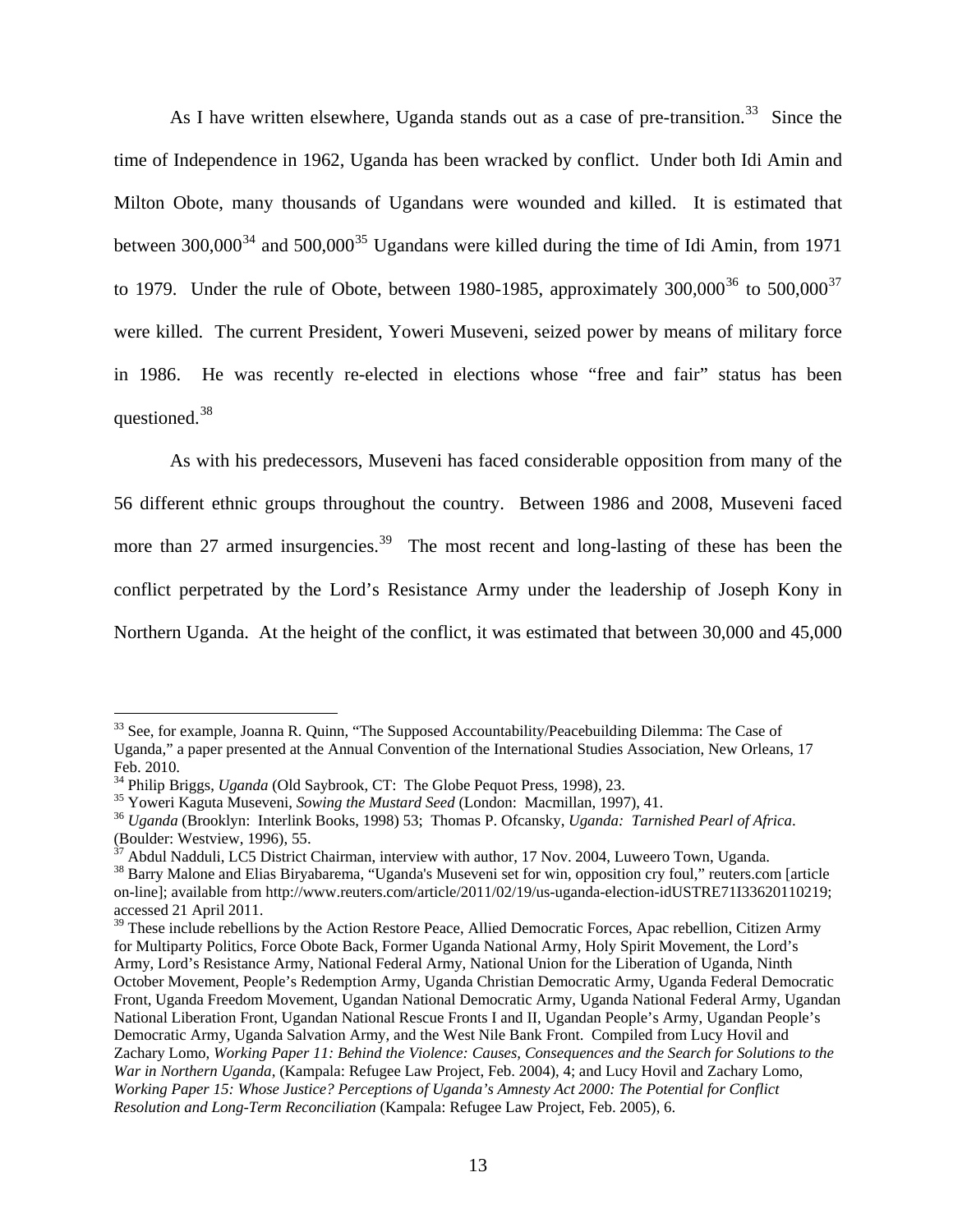As I have written elsewhere, Uganda stands out as a case of pre-transition.[33] Since the time of Independence in 1962, Uganda has been wracked by conflict. Under both Idi Amin and Milton Obote, many thousands of Ugandans were wounded and killed. It is estimated that between 300,000[34] and 500,000[35] Ugandans were killed during the time of Idi Amin, from 1971 to 1979. Under the rule of Obote, between 1980-1985, approximately 300,000[36] to 500,000[37] were killed. The current President, Yoweri Museveni, seized power by means of military force in 1986. He was recently re-elected in elections whose "free and fair" status has been questioned.[38]

As with his predecessors, Museveni has faced considerable opposition from many of the 56 different ethnic groups throughout the country. Between 1986 and 2008, Museveni faced more than 27 armed insurgencies.[39] The most recent and long-lasting of these has been the conflict perpetrated by the Lord's Resistance Army under the leadership of Joseph Kony in Northern Uganda. At the height of the conflict, it was estimated that between 30,000 and 45,000

---

[33] See, for example, Joanna R. Quinn, "The Supposed Accountability/Peacebuilding Dilemma: The Case of Uganda," a paper presented at the Annual Convention of the International Studies Association, New Orleans, 17 Feb. 2010.

[34] Philip Briggs, *Uganda* (Old Saybrook, CT: The Globe Pequot Press, 1998), 23.

[35] Yoweri Kaguta Museveni, *Sowing the Mustard Seed* (London: Macmillan, 1997), 41.

[36] *Uganda* (Brooklyn: Interlink Books, 1998) 53; Thomas P. Ofcansky, *Uganda: Tarnished Pearl of Africa*. (Boulder: Westview, 1996), 55.

[37] Abdul Nadduli, LC5 District Chairman, interview with author, 17 Nov. 2004, Luweero Town, Uganda.

[38] Barry Malone and Elias Biryabarema, "Uganda's Museveni set for win, opposition cry foul," reuters.com [article on-line]; available from http://www.reuters.com/article/2011/02/19/us-uganda-election-idUSTRE71I33620110219; accessed 21 April 2011.

[39] These include rebellions by the Action Restore Peace, Allied Democratic Forces, Apac rebellion, Citizen Army for Multiparty Politics, Force Obote Back, Former Uganda National Army, Holy Spirit Movement, the Lord's Army, Lord's Resistance Army, National Federal Army, National Union for the Liberation of Uganda, Ninth October Movement, People's Redemption Army, Uganda Christian Democratic Army, Uganda Federal Democratic Front, Uganda Freedom Movement, Ugandan National Democratic Army, Uganda National Federal Army, Ugandan National Liberation Front, Ugandan National Rescue Fronts I and II, Ugandan People's Army, Ugandan People's Democratic Army, Uganda Salvation Army, and the West Nile Bank Front. Compiled from Lucy Hovil and Zachary Lomo, *Working Paper 11: Behind the Violence: Causes, Consequences and the Search for Solutions to the War in Northern Uganda*, (Kampala: Refugee Law Project, Feb. 2004), 4; and Lucy Hovil and Zachary Lomo, *Working Paper 15: Whose Justice? Perceptions of Uganda's Amnesty Act 2000: The Potential for Conflict Resolution and Long-Term Reconciliation* (Kampala: Refugee Law Project, Feb. 2005), 6.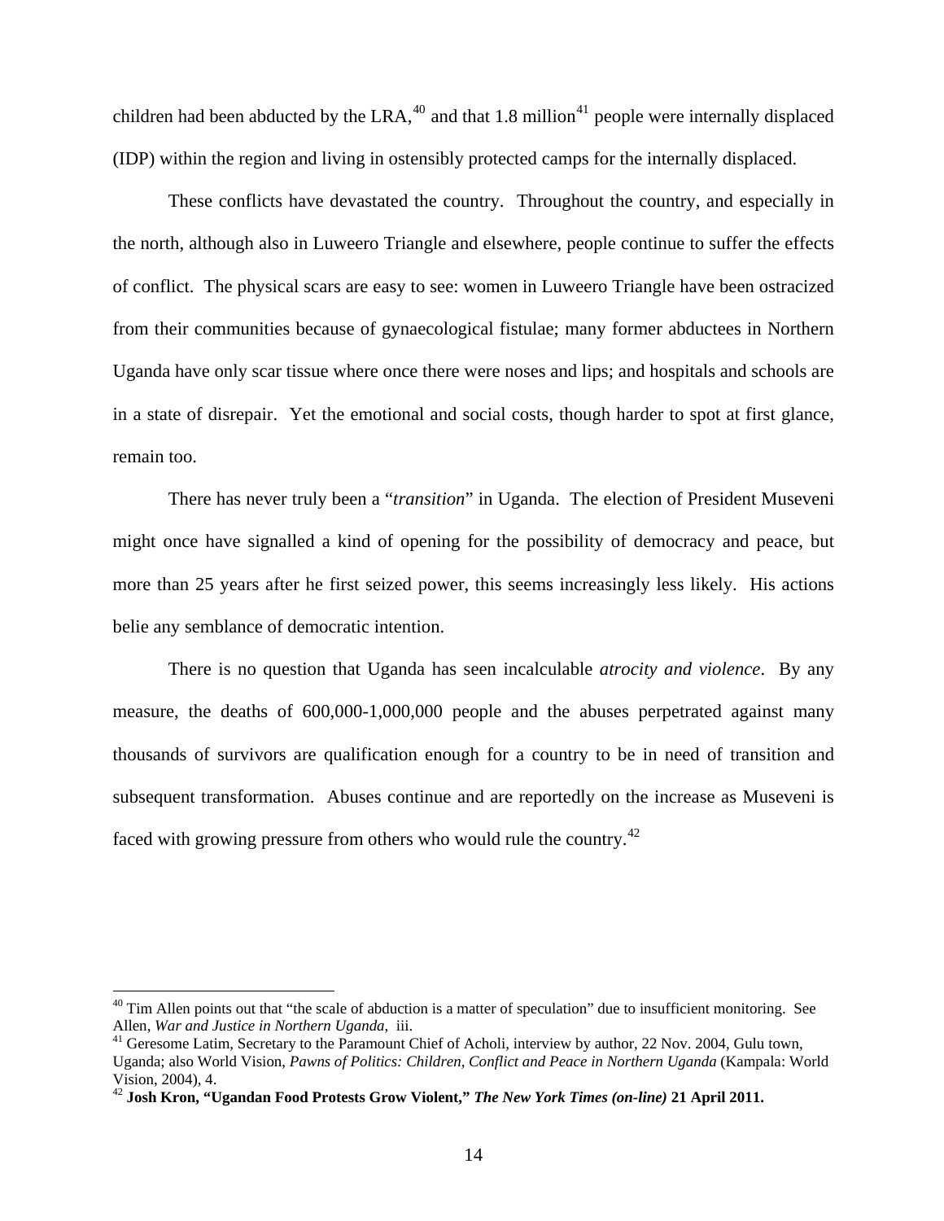children had been abducted by the LRA,[40] and that 1.8 million[41] people were internally displaced (IDP) within the region and living in ostensibly protected camps for the internally displaced.

These conflicts have devastated the country. Throughout the country, and especially in the north, although also in Luweero Triangle and elsewhere, people continue to suffer the effects of conflict. The physical scars are easy to see: women in Luweero Triangle have been ostracized from their communities because of gynaecological fistulae; many former abductees in Northern Uganda have only scar tissue where once there were noses and lips; and hospitals and schools are in a state of disrepair. Yet the emotional and social costs, though harder to spot at first glance, remain too.

There has never truly been a "*transition*" in Uganda. The election of President Museveni might once have signalled a kind of opening for the possibility of democracy and peace, but more than 25 years after he first seized power, this seems increasingly less likely. His actions belie any semblance of democratic intention.

There is no question that Uganda has seen incalculable *atrocity and violence*. By any measure, the deaths of 600,000-1,000,000 people and the abuses perpetrated against many thousands of survivors are qualification enough for a country to be in need of transition and subsequent transformation. Abuses continue and are reportedly on the increase as Museveni is faced with growing pressure from others who would rule the country.[42]

---

[40] Tim Allen points out that "the scale of abduction is a matter of speculation" due to insufficient monitoring. See Allen, *War and Justice in Northern Uganda*, iii.

[41] Geresome Latim, Secretary to the Paramount Chief of Acholi, interview by author, 22 Nov. 2004, Gulu town, Uganda; also World Vision, *Pawns of Politics: Children, Conflict and Peace in Northern Uganda* (Kampala: World Vision, 2004), 4.

[42] **Josh Kron, "Ugandan Food Protests Grow Violent," *The New York Times (on-line)* 21 April 2011.**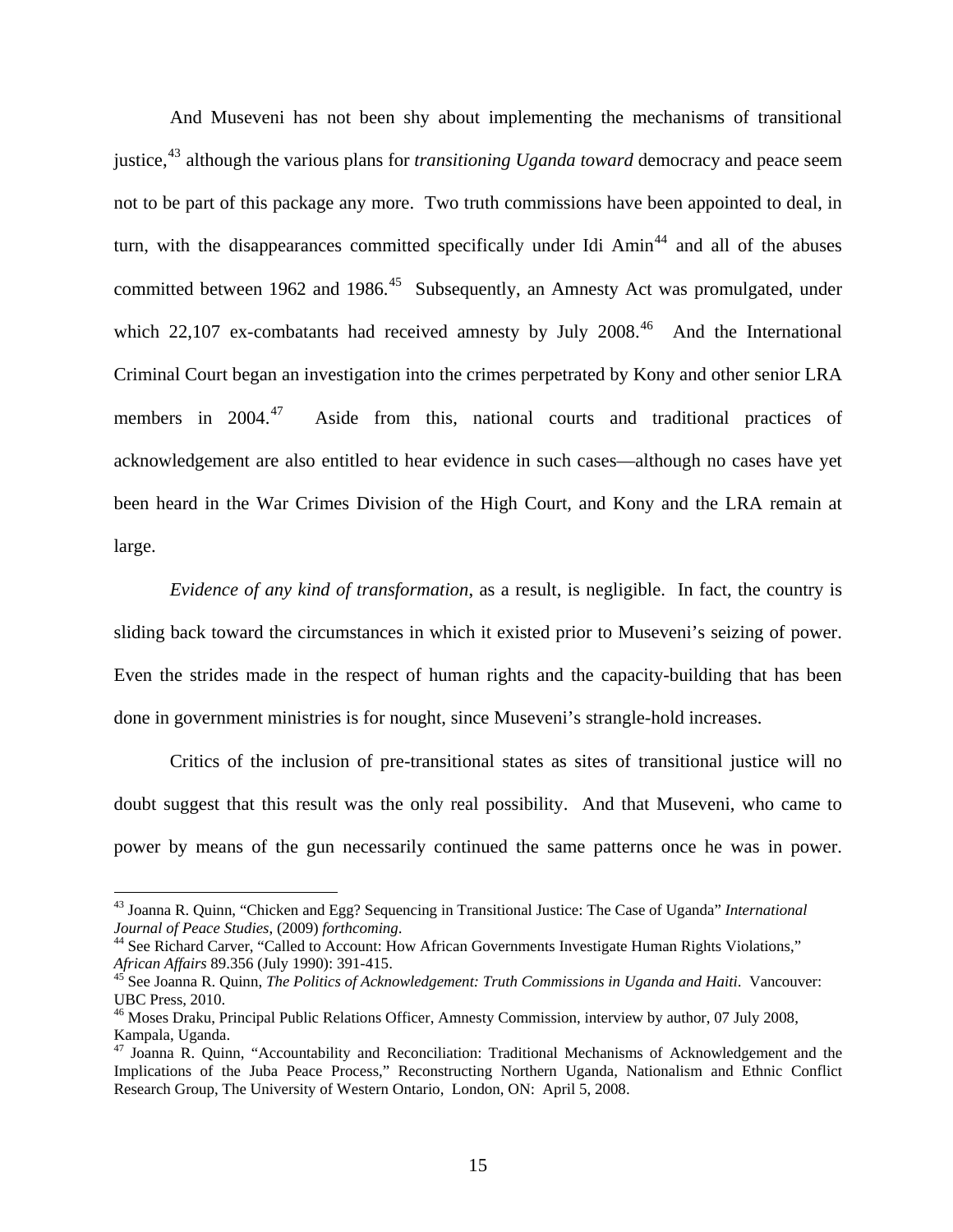And Museveni has not been shy about implementing the mechanisms of transitional justice,[43] although the various plans for *transitioning Uganda toward* democracy and peace seem not to be part of this package any more. Two truth commissions have been appointed to deal, in turn, with the disappearances committed specifically under Idi Amin[44] and all of the abuses committed between 1962 and 1986.[45] Subsequently, an Amnesty Act was promulgated, under which 22,107 ex-combatants had received amnesty by July 2008.[46] And the International Criminal Court began an investigation into the crimes perpetrated by Kony and other senior LRA members in 2004.[47] Aside from this, national courts and traditional practices of acknowledgement are also entitled to hear evidence in such cases—although no cases have yet been heard in the War Crimes Division of the High Court, and Kony and the LRA remain at large.

*Evidence of any kind of transformation*, as a result, is negligible. In fact, the country is sliding back toward the circumstances in which it existed prior to Museveni's seizing of power. Even the strides made in the respect of human rights and the capacity-building that has been done in government ministries is for nought, since Museveni's strangle-hold increases.

Critics of the inclusion of pre-transitional states as sites of transitional justice will no doubt suggest that this result was the only real possibility. And that Museveni, who came to power by means of the gun necessarily continued the same patterns once he was in power.

---

[43] Joanna R. Quinn, "Chicken and Egg? Sequencing in Transitional Justice: The Case of Uganda" *International Journal of Peace Studies*, (2009) *forthcoming*.

[44] See Richard Carver, "Called to Account: How African Governments Investigate Human Rights Violations," *African Affairs* 89.356 (July 1990): 391-415.

[45] See Joanna R. Quinn, *The Politics of Acknowledgement: Truth Commissions in Uganda and Haiti*. Vancouver: UBC Press, 2010.

[46] Moses Draku, Principal Public Relations Officer, Amnesty Commission, interview by author, 07 July 2008, Kampala, Uganda.

[47] Joanna R. Quinn, "Accountability and Reconciliation: Traditional Mechanisms of Acknowledgement and the Implications of the Juba Peace Process," Reconstructing Northern Uganda, Nationalism and Ethnic Conflict Research Group, The University of Western Ontario, London, ON: April 5, 2008.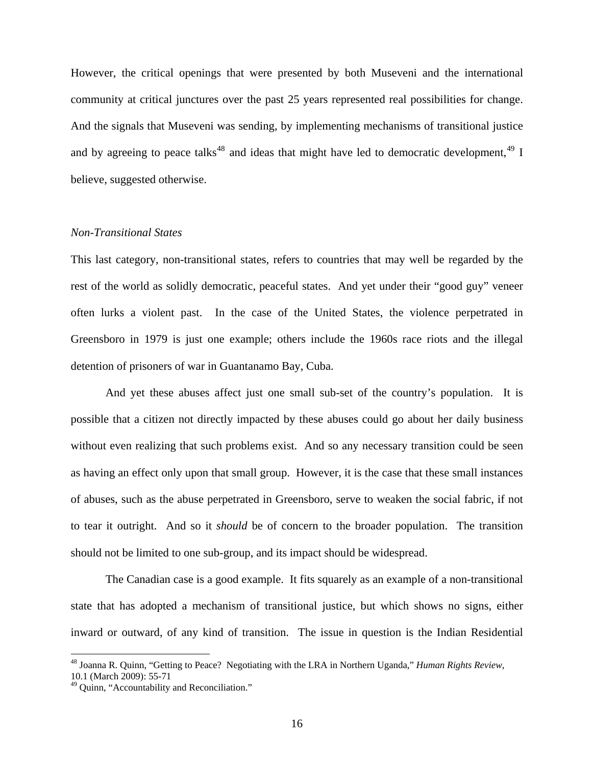However, the critical openings that were presented by both Museveni and the international community at critical junctures over the past 25 years represented real possibilities for change. And the signals that Museveni was sending, by implementing mechanisms of transitional justice and by agreeing to peace talks[48] and ideas that might have led to democratic development,[49] I believe, suggested otherwise.

*Non-Transitional States*

This last category, non-transitional states, refers to countries that may well be regarded by the rest of the world as solidly democratic, peaceful states. And yet under their "good guy" veneer often lurks a violent past. In the case of the United States, the violence perpetrated in Greensboro in 1979 is just one example; others include the 1960s race riots and the illegal detention of prisoners of war in Guantanamo Bay, Cuba.

And yet these abuses affect just one small sub-set of the country's population. It is possible that a citizen not directly impacted by these abuses could go about her daily business without even realizing that such problems exist. And so any necessary transition could be seen as having an effect only upon that small group. However, it is the case that these small instances of abuses, such as the abuse perpetrated in Greensboro, serve to weaken the social fabric, if not to tear it outright. And so it *should* be of concern to the broader population. The transition should not be limited to one sub-group, and its impact should be widespread.

The Canadian case is a good example. It fits squarely as an example of a non-transitional state that has adopted a mechanism of transitional justice, but which shows no signs, either inward or outward, of any kind of transition. The issue in question is the Indian Residential

---

[48] Joanna R. Quinn, "Getting to Peace? Negotiating with the LRA in Northern Uganda," *Human Rights Review*, 10.1 (March 2009): 55-71

[49] Quinn, "Accountability and Reconciliation."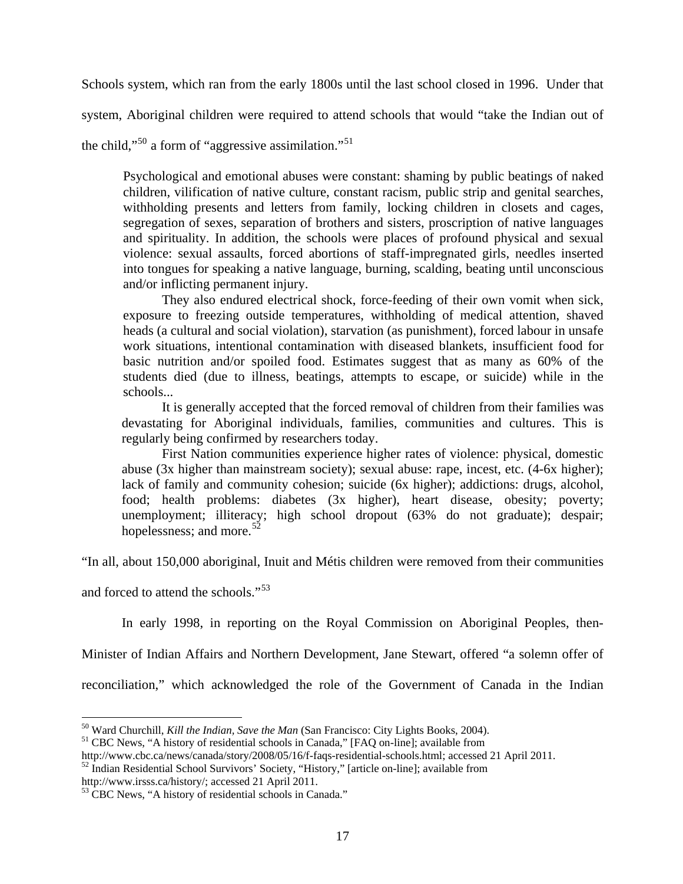Schools system, which ran from the early 1800s until the last school closed in 1996. Under that system, Aboriginal children were required to attend schools that would "take the Indian out of the child,"[50] a form of "aggressive assimilation."[51]

> Psychological and emotional abuses were constant: shaming by public beatings of naked children, vilification of native culture, constant racism, public strip and genital searches, withholding presents and letters from family, locking children in closets and cages, segregation of sexes, separation of brothers and sisters, proscription of native languages and spirituality. In addition, the schools were places of profound physical and sexual violence: sexual assaults, forced abortions of staff-impregnated girls, needles inserted into tongues for speaking a native language, burning, scalding, beating until unconscious and/or inflicting permanent injury.
>
> They also endured electrical shock, force-feeding of their own vomit when sick, exposure to freezing outside temperatures, withholding of medical attention, shaved heads (a cultural and social violation), starvation (as punishment), forced labour in unsafe work situations, intentional contamination with diseased blankets, insufficient food for basic nutrition and/or spoiled food. Estimates suggest that as many as 60% of the students died (due to illness, beatings, attempts to escape, or suicide) while in the schools...
>
> It is generally accepted that the forced removal of children from their families was devastating for Aboriginal individuals, families, communities and cultures. This is regularly being confirmed by researchers today.
>
> First Nation communities experience higher rates of violence: physical, domestic abuse (3x higher than mainstream society); sexual abuse: rape, incest, etc. (4-6x higher); lack of family and community cohesion; suicide (6x higher); addictions: drugs, alcohol, food; health problems: diabetes (3x higher), heart disease, obesity; poverty; unemployment; illiteracy; high school dropout (63% do not graduate); despair; hopelessness; and more.[52]

"In all, about 150,000 aboriginal, Inuit and Métis children were removed from their communities and forced to attend the schools."[53]

In early 1998, in reporting on the Royal Commission on Aboriginal Peoples, then-Minister of Indian Affairs and Northern Development, Jane Stewart, offered "a solemn offer of reconciliation," which acknowledged the role of the Government of Canada in the Indian

---

[50] Ward Churchill, *Kill the Indian, Save the Man* (San Francisco: City Lights Books, 2004).

[51] CBC News, "A history of residential schools in Canada," [FAQ on-line]; available from http://www.cbc.ca/news/canada/story/2008/05/16/f-faqs-residential-schools.html; accessed 21 April 2011.

[52] Indian Residential School Survivors' Society, "History," [article on-line]; available from http://www.irsss.ca/history/; accessed 21 April 2011.

[53] CBC News, "A history of residential schools in Canada."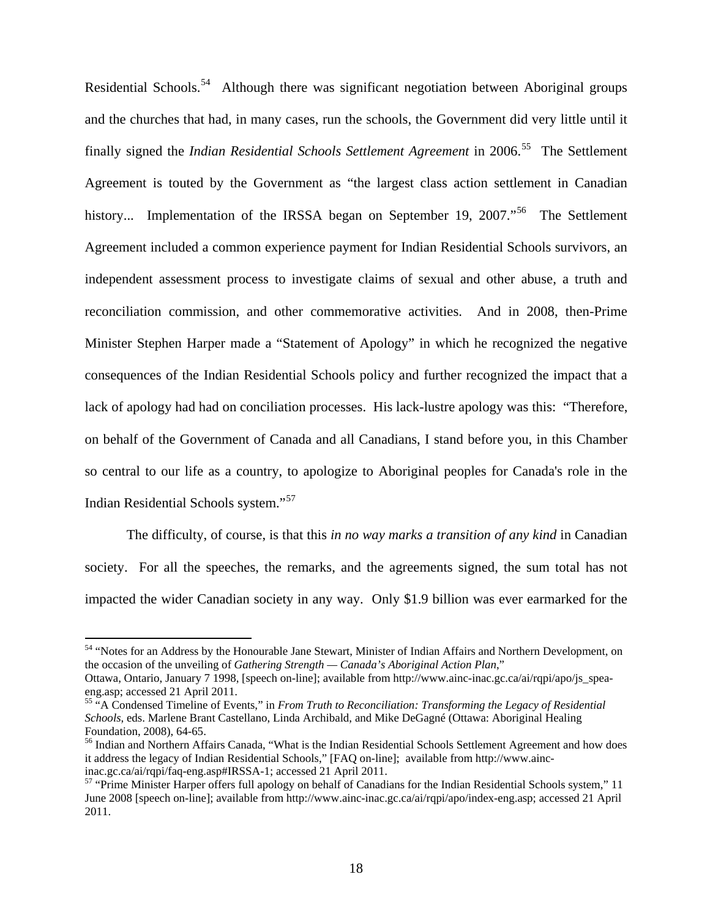Residential Schools.[54] Although there was significant negotiation between Aboriginal groups and the churches that had, in many cases, run the schools, the Government did very little until it finally signed the *Indian Residential Schools Settlement Agreement* in 2006.[55] The Settlement Agreement is touted by the Government as "the largest class action settlement in Canadian history... Implementation of the IRSSA began on September 19, 2007."[56] The Settlement Agreement included a common experience payment for Indian Residential Schools survivors, an independent assessment process to investigate claims of sexual and other abuse, a truth and reconciliation commission, and other commemorative activities. And in 2008, then-Prime Minister Stephen Harper made a "Statement of Apology" in which he recognized the negative consequences of the Indian Residential Schools policy and further recognized the impact that a lack of apology had had on conciliation processes. His lack-lustre apology was this: "Therefore, on behalf of the Government of Canada and all Canadians, I stand before you, in this Chamber so central to our life as a country, to apologize to Aboriginal peoples for Canada's role in the Indian Residential Schools system."[57]

The difficulty, of course, is that this *in no way marks a transition of any kind* in Canadian society. For all the speeches, the remarks, and the agreements signed, the sum total has not impacted the wider Canadian society in any way. Only $1.9 billion was ever earmarked for the

---

[54] "Notes for an Address by the Honourable Jane Stewart, Minister of Indian Affairs and Northern Development, on the occasion of the unveiling of *Gathering Strength — Canada's Aboriginal Action Plan*," Ottawa, Ontario, January 7 1998, [speech on-line]; available from http://www.ainc-inac.gc.ca/ai/rqpi/apo/js_spea-eng.asp; accessed 21 April 2011.

[55] "A Condensed Timeline of Events," in *From Truth to Reconciliation: Transforming the Legacy of Residential Schools*, eds. Marlene Brant Castellano, Linda Archibald, and Mike DeGagné (Ottawa: Aboriginal Healing Foundation, 2008), 64-65.

[56] Indian and Northern Affairs Canada, "What is the Indian Residential Schools Settlement Agreement and how does it address the legacy of Indian Residential Schools," [FAQ on-line]; available from http://www.ainc-inac.gc.ca/ai/rqpi/faq-eng.asp#IRSSA-1; accessed 21 April 2011.

[57] "Prime Minister Harper offers full apology on behalf of Canadians for the Indian Residential Schools system," 11 June 2008 [speech on-line]; available from http://www.ainc-inac.gc.ca/ai/rqpi/apo/index-eng.asp; accessed 21 April 2011.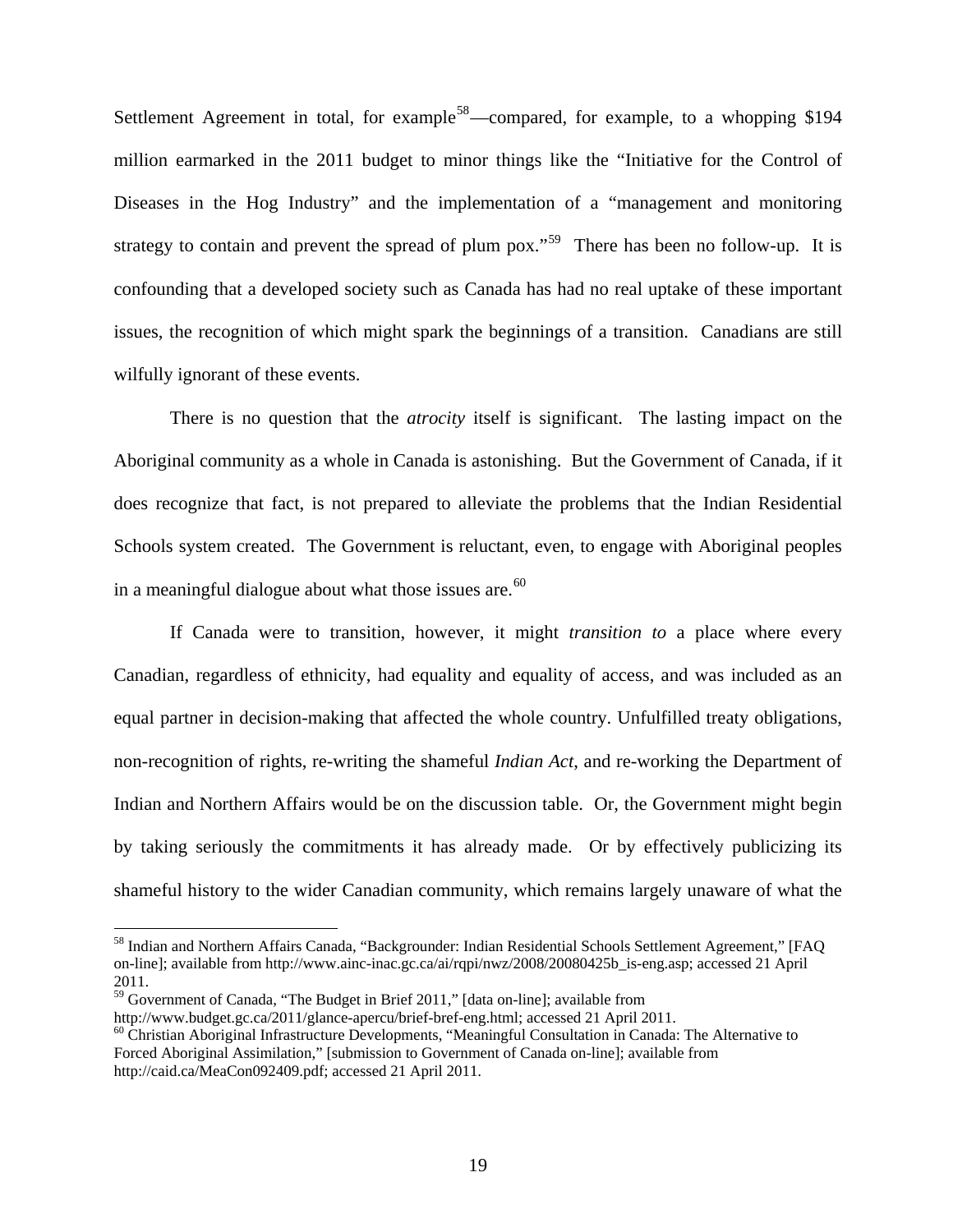Settlement Agreement in total, for example[58]—compared, for example, to a whopping $194 million earmarked in the 2011 budget to minor things like the "Initiative for the Control of Diseases in the Hog Industry" and the implementation of a "management and monitoring strategy to contain and prevent the spread of plum pox."[59] There has been no follow-up. It is confounding that a developed society such as Canada has had no real uptake of these important issues, the recognition of which might spark the beginnings of a transition. Canadians are still wilfully ignorant of these events.

There is no question that the *atrocity* itself is significant. The lasting impact on the Aboriginal community as a whole in Canada is astonishing. But the Government of Canada, if it does recognize that fact, is not prepared to alleviate the problems that the Indian Residential Schools system created. The Government is reluctant, even, to engage with Aboriginal peoples in a meaningful dialogue about what those issues are.[60]

If Canada were to transition, however, it might *transition to* a place where every Canadian, regardless of ethnicity, had equality and equality of access, and was included as an equal partner in decision-making that affected the whole country. Unfulfilled treaty obligations, non-recognition of rights, re-writing the shameful *Indian Act*, and re-working the Department of Indian and Northern Affairs would be on the discussion table. Or, the Government might begin by taking seriously the commitments it has already made. Or by effectively publicizing its shameful history to the wider Canadian community, which remains largely unaware of what the

---

[58] Indian and Northern Affairs Canada, "Backgrounder: Indian Residential Schools Settlement Agreement," [FAQ on-line]; available from http://www.ainc-inac.gc.ca/ai/rqpi/nwz/2008/20080425b_is-eng.asp; accessed 21 April 2011.

[59] Government of Canada, "The Budget in Brief 2011," [data on-line]; available from http://www.budget.gc.ca/2011/glance-apercu/brief-bref-eng.html; accessed 21 April 2011.

[60] Christian Aboriginal Infrastructure Developments, "Meaningful Consultation in Canada: The Alternative to Forced Aboriginal Assimilation," [submission to Government of Canada on-line]; available from http://caid.ca/MeaCon092409.pdf; accessed 21 April 2011.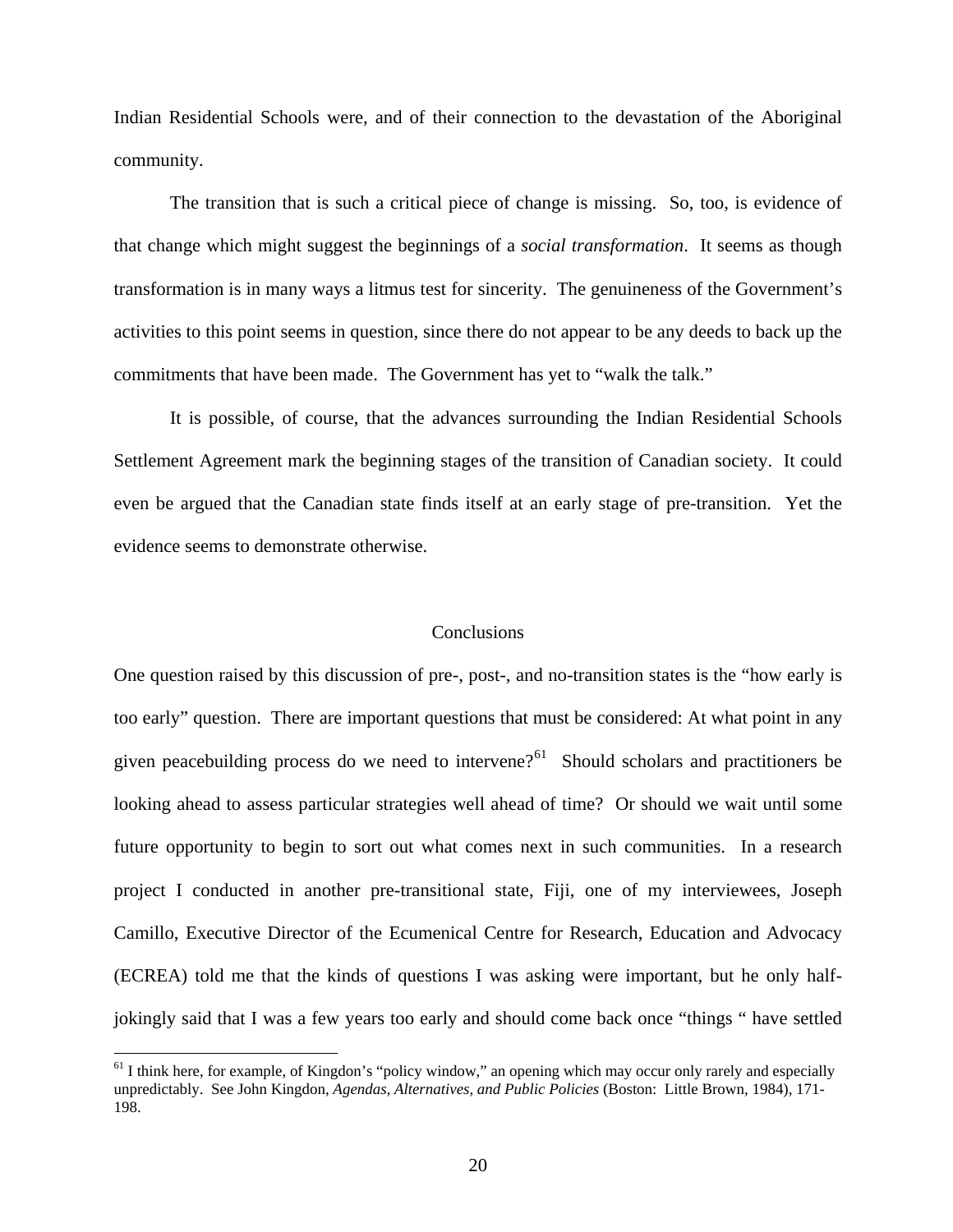Indian Residential Schools were, and of their connection to the devastation of the Aboriginal community.

The transition that is such a critical piece of change is missing. So, too, is evidence of that change which might suggest the beginnings of a *social transformation*. It seems as though transformation is in many ways a litmus test for sincerity. The genuineness of the Government's activities to this point seems in question, since there do not appear to be any deeds to back up the commitments that have been made. The Government has yet to "walk the talk."

It is possible, of course, that the advances surrounding the Indian Residential Schools Settlement Agreement mark the beginning stages of the transition of Canadian society. It could even be argued that the Canadian state finds itself at an early stage of pre-transition. Yet the evidence seems to demonstrate otherwise.

## Conclusions

One question raised by this discussion of pre-, post-, and no-transition states is the "how early is too early" question. There are important questions that must be considered: At what point in any given peacebuilding process do we need to intervene?[61] Should scholars and practitioners be looking ahead to assess particular strategies well ahead of time? Or should we wait until some future opportunity to begin to sort out what comes next in such communities. In a research project I conducted in another pre-transitional state, Fiji, one of my interviewees, Joseph Camillo, Executive Director of the Ecumenical Centre for Research, Education and Advocacy (ECREA) told me that the kinds of questions I was asking were important, but he only half-jokingly said that I was a few years too early and should come back once "things " have settled

[61] I think here, for example, of Kingdon's "policy window," an opening which may occur only rarely and especially unpredictably. See John Kingdon, *Agendas, Alternatives, and Public Policies* (Boston: Little Brown, 1984), 171-198.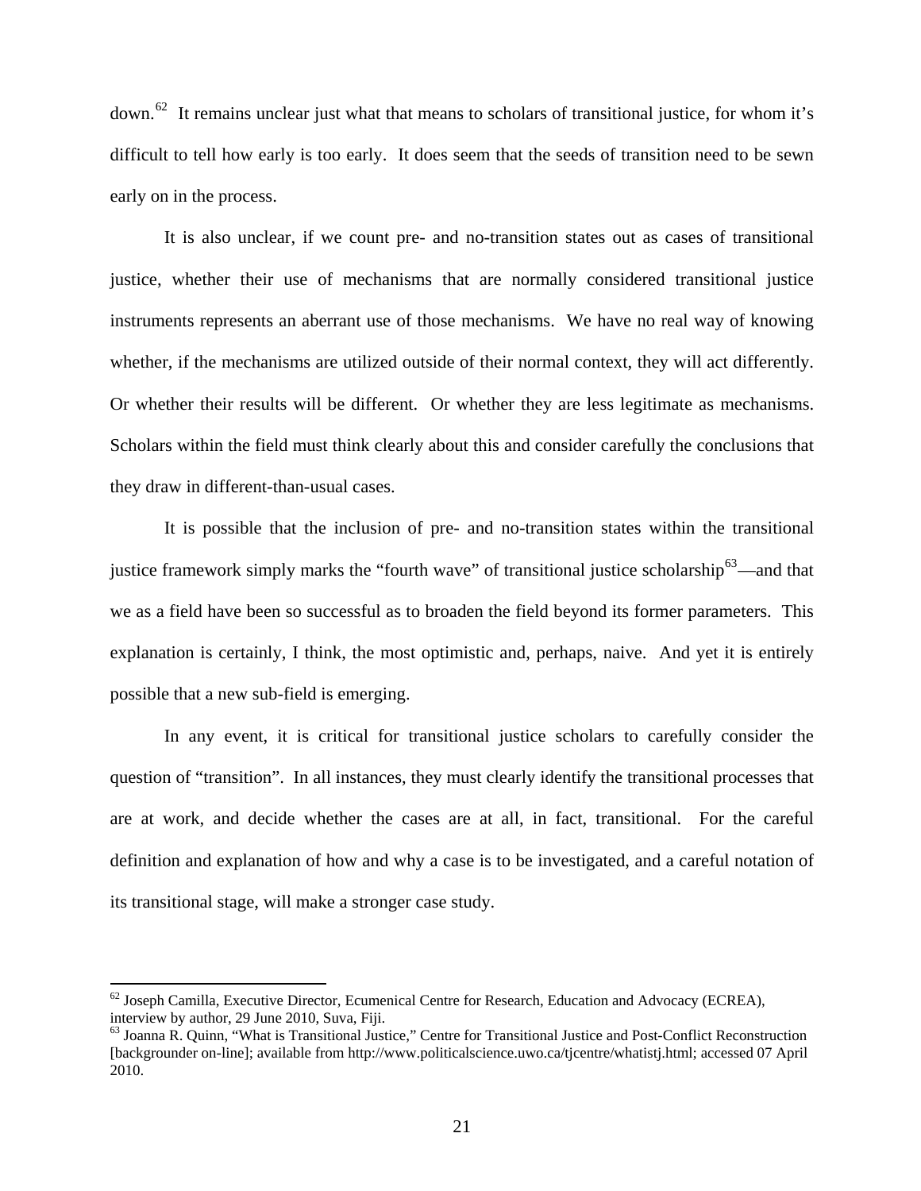down.[62] It remains unclear just what that means to scholars of transitional justice, for whom it's difficult to tell how early is too early. It does seem that the seeds of transition need to be sewn early on in the process.

It is also unclear, if we count pre- and no-transition states out as cases of transitional justice, whether their use of mechanisms that are normally considered transitional justice instruments represents an aberrant use of those mechanisms. We have no real way of knowing whether, if the mechanisms are utilized outside of their normal context, they will act differently. Or whether their results will be different. Or whether they are less legitimate as mechanisms. Scholars within the field must think clearly about this and consider carefully the conclusions that they draw in different-than-usual cases.

It is possible that the inclusion of pre- and no-transition states within the transitional justice framework simply marks the "fourth wave" of transitional justice scholarship[63]—and that we as a field have been so successful as to broaden the field beyond its former parameters. This explanation is certainly, I think, the most optimistic and, perhaps, naive. And yet it is entirely possible that a new sub-field is emerging.

In any event, it is critical for transitional justice scholars to carefully consider the question of "transition". In all instances, they must clearly identify the transitional processes that are at work, and decide whether the cases are at all, in fact, transitional. For the careful definition and explanation of how and why a case is to be investigated, and a careful notation of its transitional stage, will make a stronger case study.

---

[62] Joseph Camilla, Executive Director, Ecumenical Centre for Research, Education and Advocacy (ECREA), interview by author, 29 June 2010, Suva, Fiji.

[63] Joanna R. Quinn, "What is Transitional Justice," Centre for Transitional Justice and Post-Conflict Reconstruction [backgrounder on-line]; available from http://www.politicalscience.uwo.ca/tjcentre/whatistj.html; accessed 07 April 2010.